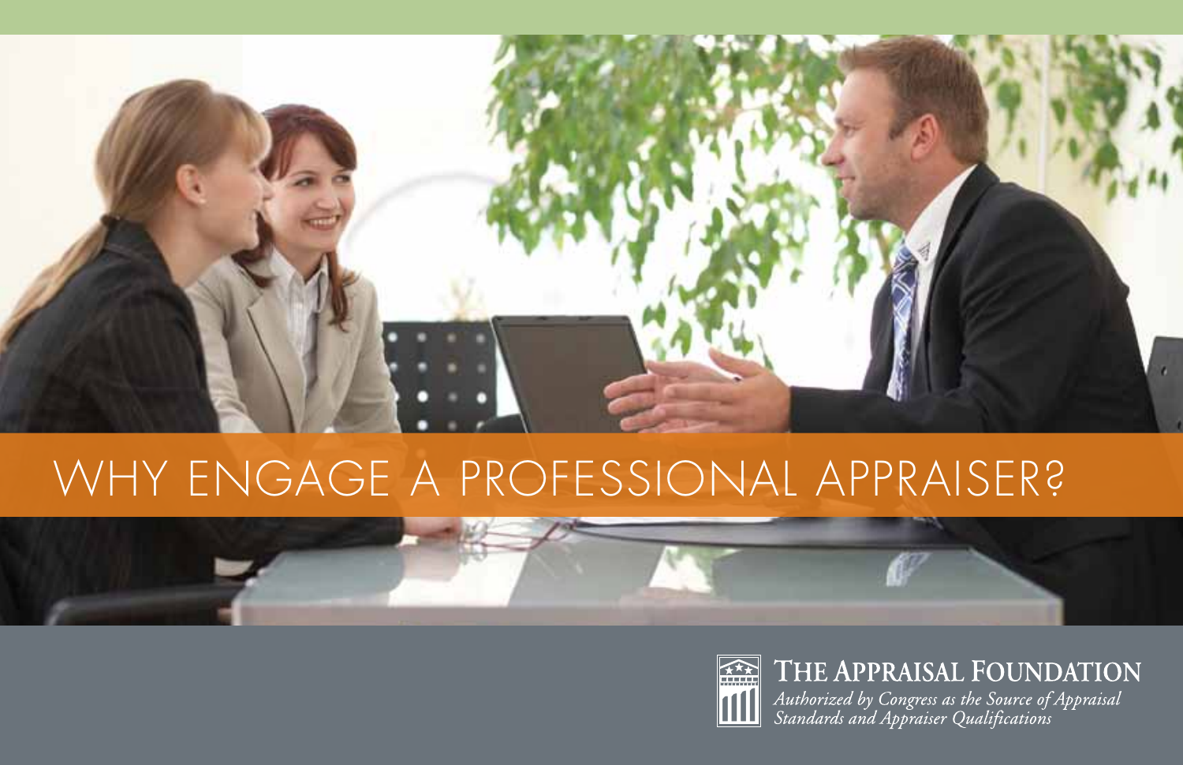# WHY ENGAGE A PROFESSIONAL APPRAISER?

**THE APPRAISAL FOUNDATION**

*Authorized by Congress as the Source of Appraisal Standards and Appraiser Qualifications*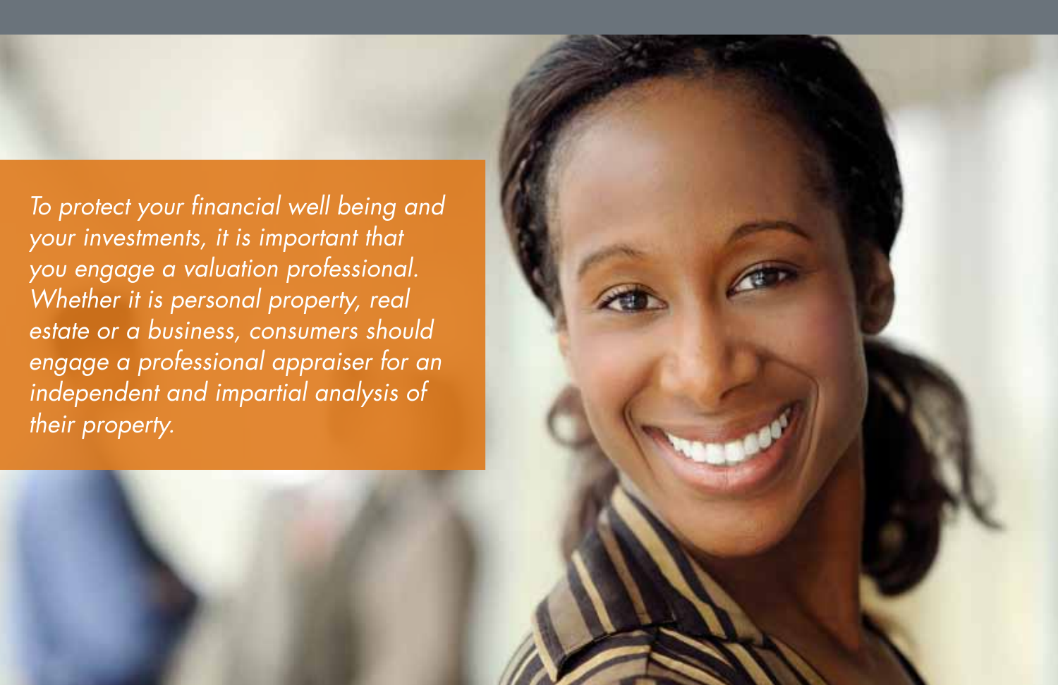*To protect your financial well being and your investments, it is important that you engage a valuation professional. Whether it is personal property, real estate or a business, consumers should engage a professional appraiser for an independent and impartial analysis of their property.*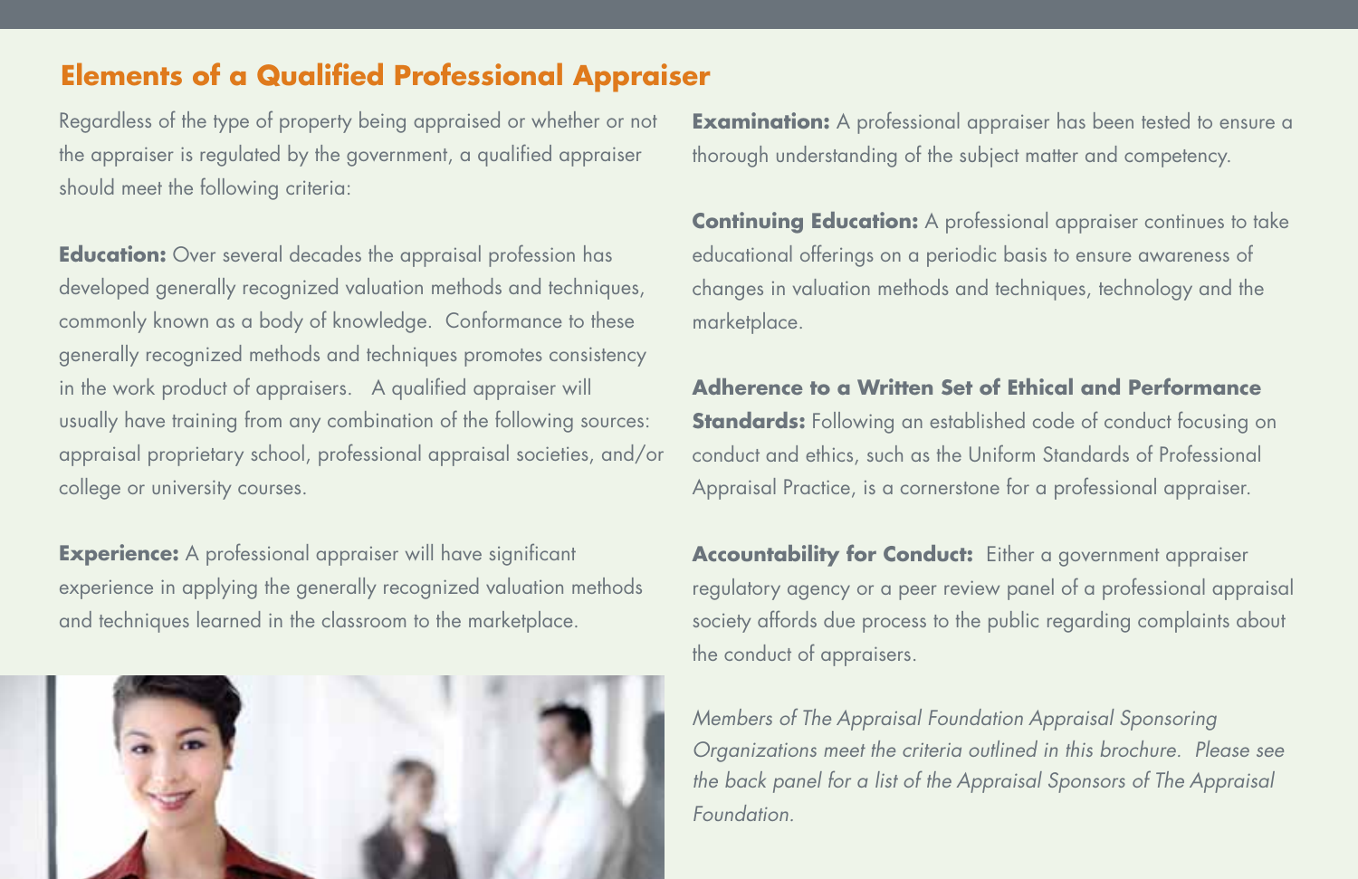## Elements of a Qualified Professional Appraiser

Regardless of the type of property being appraised or whether or not the appraiser is regulated by the government, a qualified appraiser should meet the following criteria:

**Education:** Over several decades the appraisal profession has developed generally recognized valuation methods and techniques, commonly known as a body of knowledge. Conformance to these generally recognized methods and techniques promotes consistency in the work product of appraisers. A qualified appraiser will usually have training from any combination of the following sources: appraisal proprietary school, professional appraisal societies, and/or college or university courses.

**Experience:** A professional appraiser will have significant experience in applying the generally recognized valuation methods and techniques learned in the classroom to the marketplace.

**Examination:** A professional appraiser has been tested to ensure a thorough understanding of the subject matter and competency.

**Continuing Education:** A professional appraiser continues to take educational offerings on a periodic basis to ensure awareness of changes in valuation methods and techniques, technology and the marketplace.

**Adherence to a Written Set of Ethical and Performance Standards:** Following an established code of conduct focusing on conduct and ethics, such as the Uniform Standards of Professional Appraisal Practice, is a cornerstone for a professional appraiser.

**Accountability for Conduct:** Either a government appraiser regulatory agency or a peer review panel of a professional appraisal society affords due process to the public regarding complaints about the conduct of appraisers.

*Members of The Appraisal Foundation Appraisal Sponsoring Organizations meet the criteria outlined in this brochure. Please see the back panel for a list of the Appraisal Sponsors of The Appraisal Foundation.*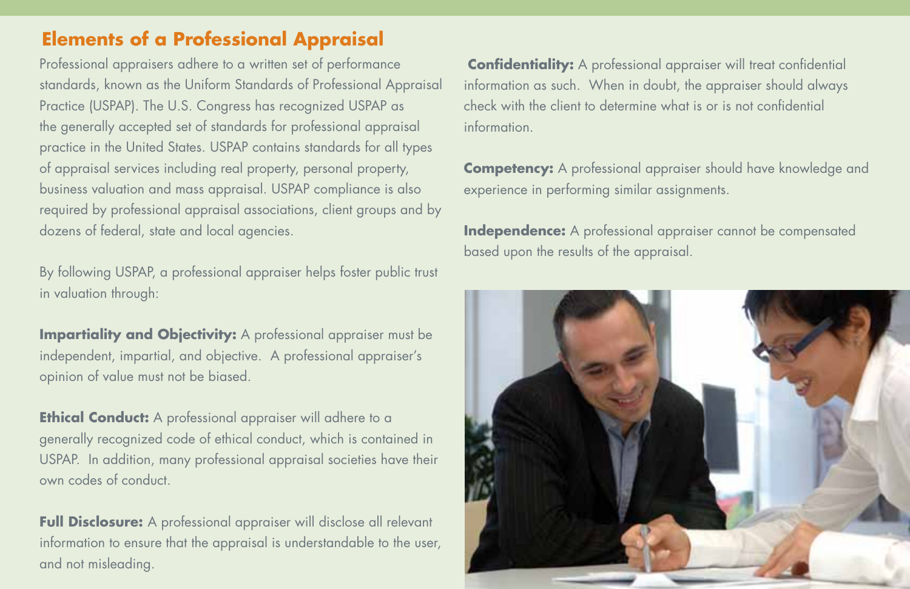## Elements of a Professional Appraisal

Professional appraisers adhere to a written set of performance standards, known as the Uniform Standards of Professional Appraisal Practice (USPAP). The U.S. Congress has recognized USPAP as the generally accepted set of standards for professional appraisal practice in the United States. USPAP contains standards for all types of appraisal services including real property, personal property, business valuation and mass appraisal. USPAP compliance is also required by professional appraisal associations, client groups and by dozens of federal, state and local agencies.

By following USPAP, a professional appraiser helps foster public trust in valuation through:

**Impartiality and Objectivity:** A professional appraiser must be independent, impartial, and objective. A professional appraiser's opinion of value must not be biased.

**Ethical Conduct:** A professional appraiser will adhere to a generally recognized code of ethical conduct, which is contained in USPAP. In addition, many professional appraisal societies have their own codes of conduct.

**Full Disclosure:** A professional appraiser will disclose all relevant information to ensure that the appraisal is understandable to the user, and not misleading.

**Confidentiality:** A professional appraiser will treat confidential information as such. When in doubt, the appraiser should always check with the client to determine what is or is not confidential information.

**Competency:** A professional appraiser should have knowledge and experience in performing similar assignments.

**Independence:** A professional appraiser cannot be compensated based upon the results of the appraisal.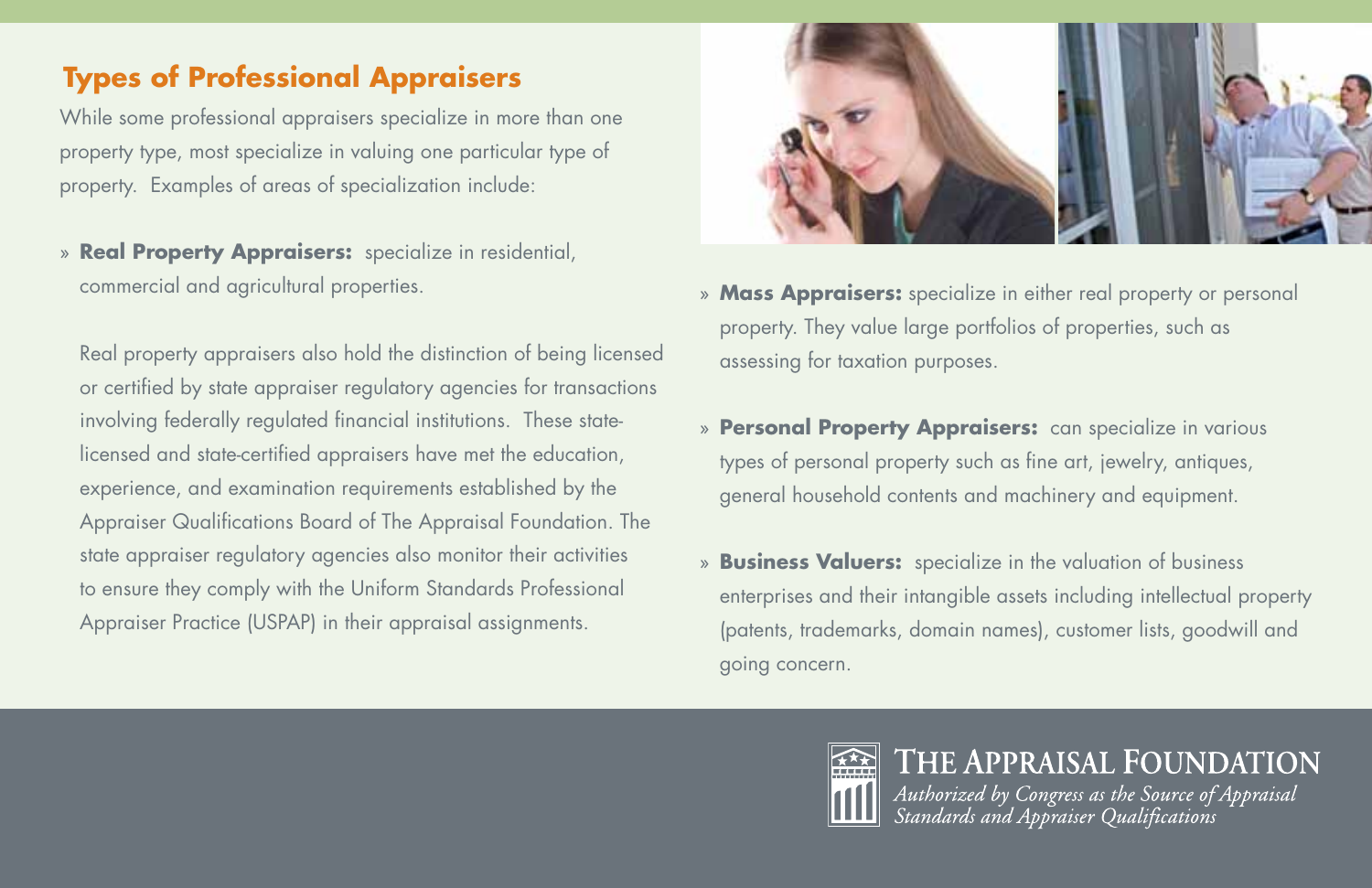## Types of Professional Appraisers

While some professional appraisers specialize in more than one property type, most specialize in valuing one particular type of property. Examples of areas of specialization include:

- **Real Property Appraisers:** specialize in residential, commercial and agricultural properties.

  Real property appraisers also hold the distinction of being licensed or certified by state appraiser regulatory agencies for transactions involving federally regulated financial institutions. These state-licensed and state-certified appraisers have met the education, experience, and examination requirements established by the Appraiser Qualifications Board of The Appraisal Foundation. The state appraiser regulatory agencies also monitor their activities to ensure they comply with the Uniform Standards Professional Appraiser Practice (USPAP) in their appraisal assignments.

- **Mass Appraisers:** specialize in either real property or personal property. They value large portfolios of properties, such as assessing for taxation purposes.

- **Personal Property Appraisers:** can specialize in various types of personal property such as fine art, jewelry, antiques, general household contents and machinery and equipment.

- **Business Valuers:** specialize in the valuation of business enterprises and their intangible assets including intellectual property (patents, trademarks, domain names), customer lists, goodwill and going concern.

THE APPRAISAL FOUNDATION

*Authorized by Congress as the Source of Appraisal Standards and Appraiser Qualifications*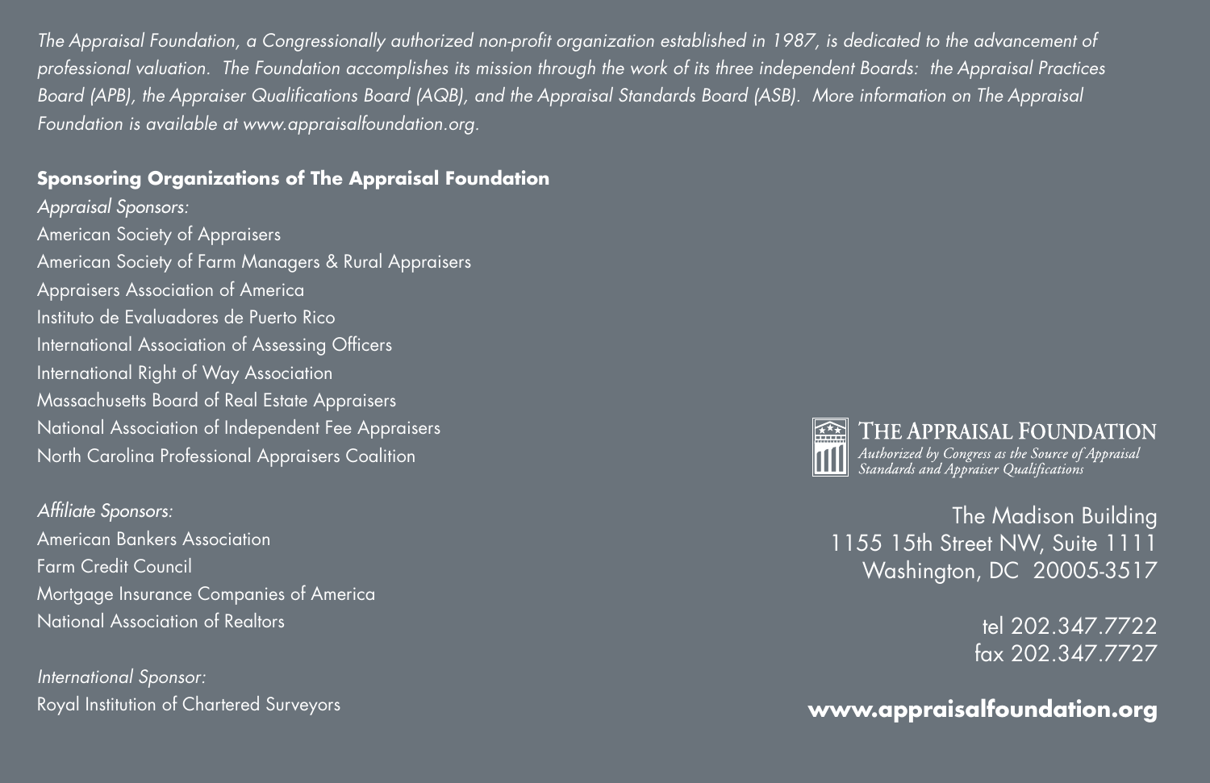*The Appraisal Foundation, a Congressionally authorized non-profit organization established in 1987, is dedicated to the advancement of professional valuation. The Foundation accomplishes its mission through the work of its three independent Boards: the Appraisal Practices Board (APB), the Appraiser Qualifications Board (AQB), and the Appraisal Standards Board (ASB). More information on The Appraisal Foundation is available at www.appraisalfoundation.org.*

**Sponsoring Organizations of The Appraisal Foundation**

*Appraisal Sponsors:*

American Society of Appraisers
American Society of Farm Managers & Rural Appraisers
Appraisers Association of America
Instituto de Evaluadores de Puerto Rico
International Association of Assessing Officers
International Right of Way Association
Massachusetts Board of Real Estate Appraisers
National Association of Independent Fee Appraisers
North Carolina Professional Appraisers Coalition

*Affiliate Sponsors:*

American Bankers Association
Farm Credit Council
Mortgage Insurance Companies of America
National Association of Realtors

*International Sponsor:*

Royal Institution of Chartered Surveyors

THE APPRAISAL FOUNDATION
*Authorized by Congress as the Source of Appraisal Standards and Appraiser Qualifications*

The Madison Building
1155 15th Street NW, Suite 1111
Washington, DC 20005-3517

tel 202.347.7722
fax 202.347.7727

**www.appraisalfoundation.org**